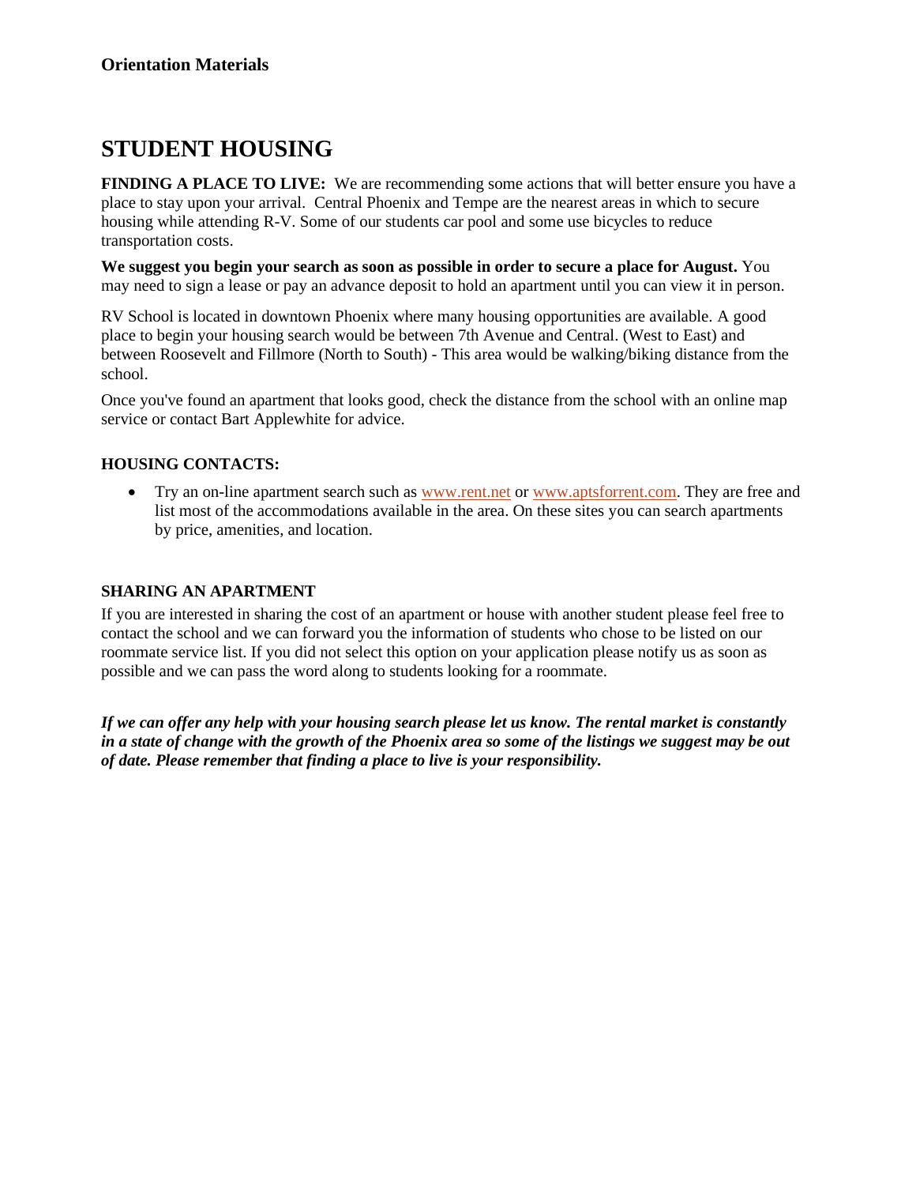**Orientation Materials**

# STUDENT HOUSING

**FINDING A PLACE TO LIVE:** We are recommending some actions that will better ensure you have a place to stay upon your arrival. Central Phoenix and Tempe are the nearest areas in which to secure housing while attending R-V. Some of our students car pool and some use bicycles to reduce transportation costs.

**We suggest you begin your search as soon as possible in order to secure a place for August.** You may need to sign a lease or pay an advance deposit to hold an apartment until you can view it in person.

RV School is located in downtown Phoenix where many housing opportunities are available. A good place to begin your housing search would be between 7th Avenue and Central. (West to East) and between Roosevelt and Fillmore (North to South) - This area would be walking/biking distance from the school.

Once you've found an apartment that looks good, check the distance from the school with an online map service or contact Bart Applewhite for advice.

### HOUSING CONTACTS:

- Try an on-line apartment search such as www.rent.net or www.aptsforrent.com. They are free and list most of the accommodations available in the area. On these sites you can search apartments by price, amenities, and location.

### SHARING AN APARTMENT

If you are interested in sharing the cost of an apartment or house with another student please feel free to contact the school and we can forward you the information of students who chose to be listed on our roommate service list. If you did not select this option on your application please notify us as soon as possible and we can pass the word along to students looking for a roommate.

***If we can offer any help with your housing search please let us know. The rental market is constantly in a state of change with the growth of the Phoenix area so some of the listings we suggest may be out of date. Please remember that finding a place to live is your responsibility.***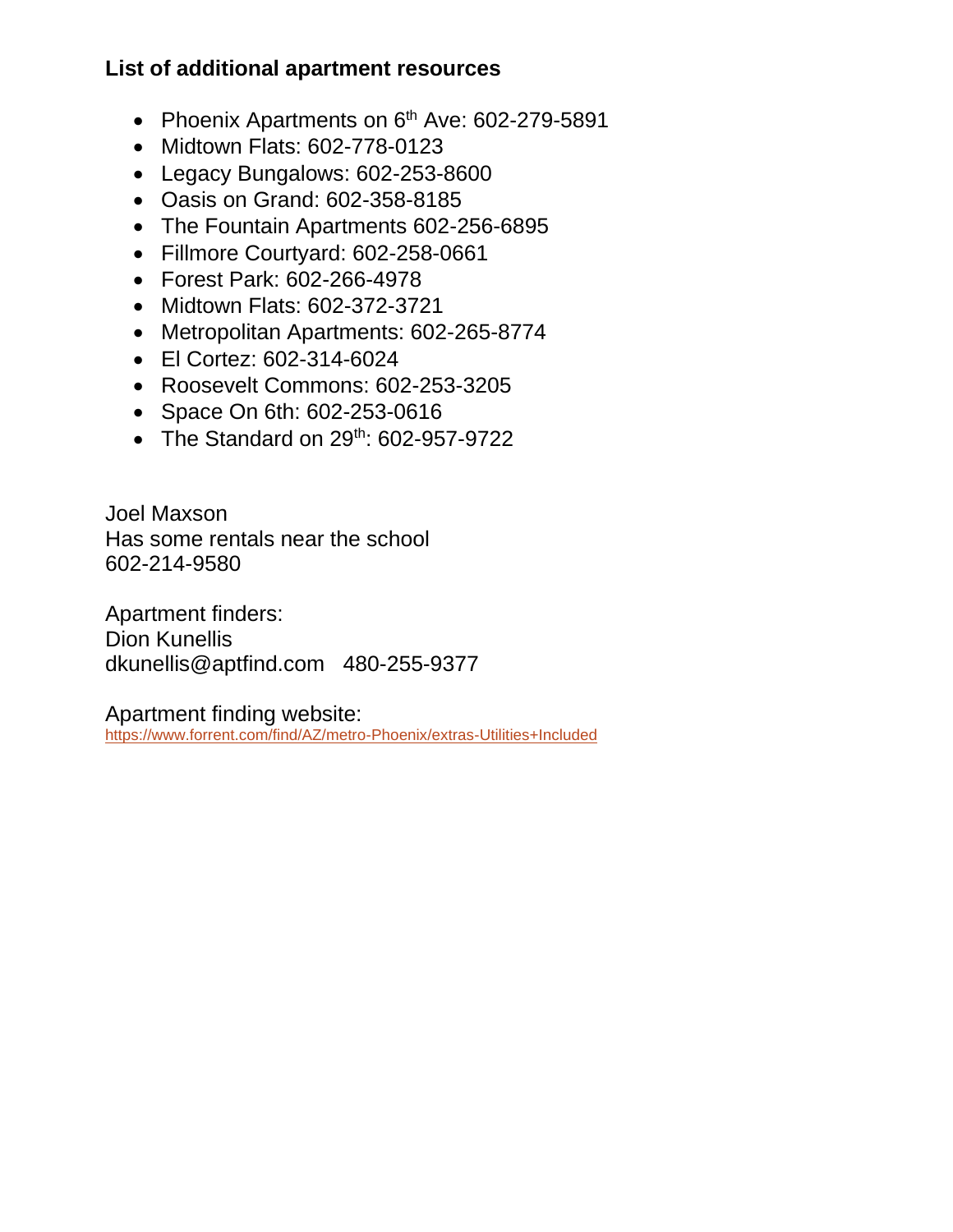**List of additional apartment resources**

- Phoenix Apartments on 6th Ave: 602-279-5891
- Midtown Flats: 602-778-0123
- Legacy Bungalows: 602-253-8600
- Oasis on Grand: 602-358-8185
- The Fountain Apartments 602-256-6895
- Fillmore Courtyard: 602-258-0661
- Forest Park: 602-266-4978
- Midtown Flats: 602-372-3721
- Metropolitan Apartments: 602-265-8774
- El Cortez: 602-314-6024
- Roosevelt Commons: 602-253-3205
- Space On 6th: 602-253-0616
- The Standard on 29th: 602-957-9722

Joel Maxson
Has some rentals near the school
602-214-9580

Apartment finders:
Dion Kunellis
dkunellis@aptfind.com 480-255-9377

Apartment finding website:
https://www.forrent.com/find/AZ/metro-Phoenix/extras-Utilities+Included